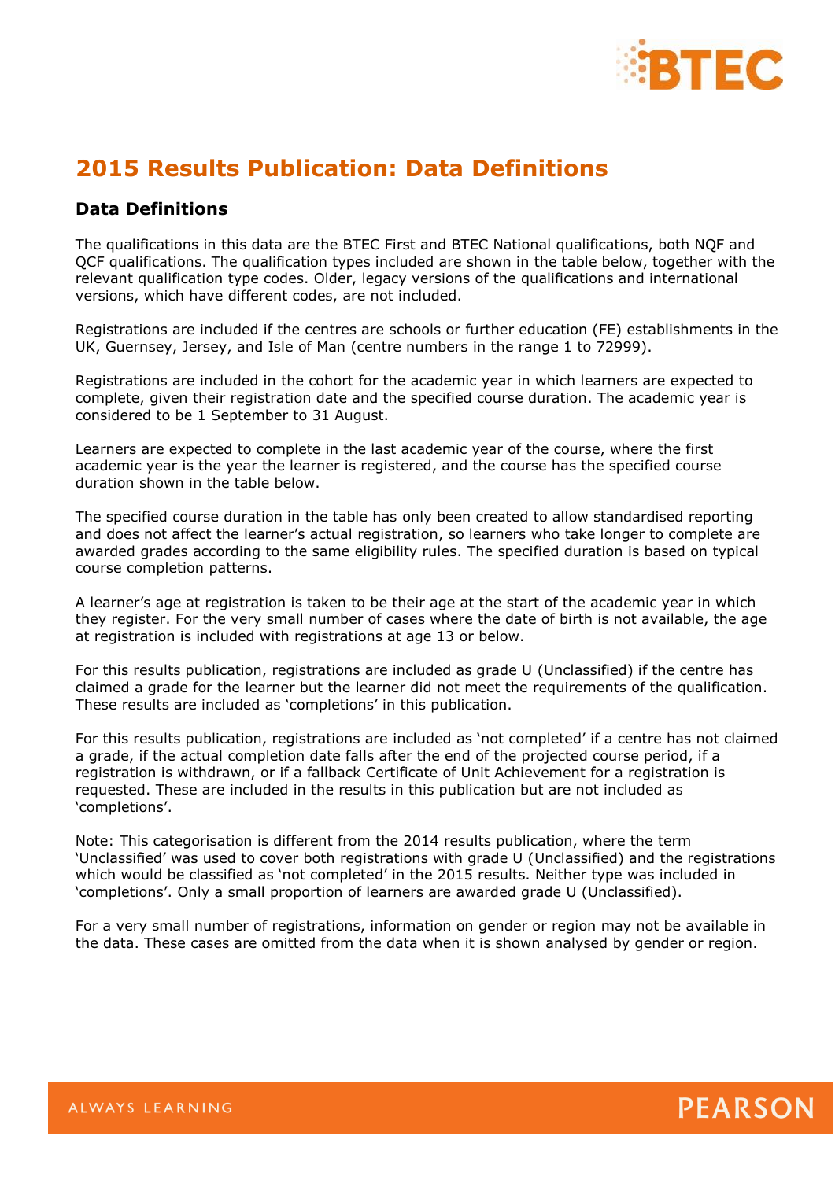# 2015 Results Publication: Data Definitions

## Data Definitions

The qualifications in this data are the BTEC First and BTEC National qualifications, both NQF and QCF qualifications. The qualification types included are shown in the table below, together with the relevant qualification type codes. Older, legacy versions of the qualifications and international versions, which have different codes, are not included.

Registrations are included if the centres are schools or further education (FE) establishments in the UK, Guernsey, Jersey, and Isle of Man (centre numbers in the range 1 to 72999).

Registrations are included in the cohort for the academic year in which learners are expected to complete, given their registration date and the specified course duration. The academic year is considered to be 1 September to 31 August.

Learners are expected to complete in the last academic year of the course, where the first academic year is the year the learner is registered, and the course has the specified course duration shown in the table below.

The specified course duration in the table has only been created to allow standardised reporting and does not affect the learner's actual registration, so learners who take longer to complete are awarded grades according to the same eligibility rules. The specified duration is based on typical course completion patterns.

A learner's age at registration is taken to be their age at the start of the academic year in which they register. For the very small number of cases where the date of birth is not available, the age at registration is included with registrations at age 13 or below.

For this results publication, registrations are included as grade U (Unclassified) if the centre has claimed a grade for the learner but the learner did not meet the requirements of the qualification. These results are included as 'completions' in this publication.

For this results publication, registrations are included as 'not completed' if a centre has not claimed a grade, if the actual completion date falls after the end of the projected course period, if a registration is withdrawn, or if a fallback Certificate of Unit Achievement for a registration is requested. These are included in the results in this publication but are not included as 'completions'.

Note: This categorisation is different from the 2014 results publication, where the term 'Unclassified' was used to cover both registrations with grade U (Unclassified) and the registrations which would be classified as 'not completed' in the 2015 results. Neither type was included in 'completions'. Only a small proportion of learners are awarded grade U (Unclassified).

For a very small number of registrations, information on gender or region may not be available in the data. These cases are omitted from the data when it is shown analysed by gender or region.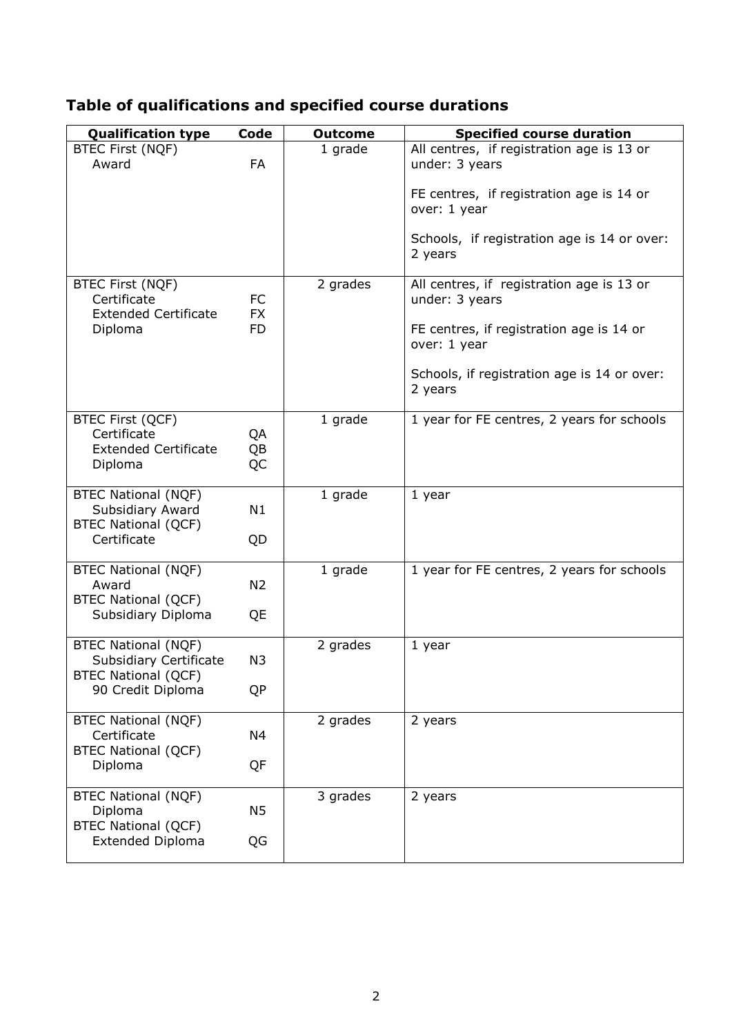## Table of qualifications and specified course durations

| Qualification type | Code | Outcome | Specified course duration |
|---|---|---|---|
| BTEC First (NQF)<br>Award | <br>FA | 1 grade | All centres, if registration age is 13 or under: 3 years<br><br>FE centres, if registration age is 14 or over: 1 year<br><br>Schools, if registration age is 14 or over: 2 years |
| BTEC First (NQF)<br>Certificate<br>Extended Certificate<br>Diploma | <br>FC<br>FX<br>FD | 2 grades | All centres, if registration age is 13 or under: 3 years<br><br>FE centres, if registration age is 14 or over: 1 year<br><br>Schools, if registration age is 14 or over: 2 years |
| BTEC First (QCF)<br>Certificate<br>Extended Certificate<br>Diploma | <br>QA<br>QB<br>QC | 1 grade | 1 year for FE centres, 2 years for schools |
| BTEC National (NQF)<br>Subsidiary Award<br>BTEC National (QCF)<br>Certificate | <br>N1<br><br>QD | 1 grade | 1 year |
| BTEC National (NQF)<br>Award<br>BTEC National (QCF)<br>Subsidiary Diploma | <br>N2<br><br>QE | 1 grade | 1 year for FE centres, 2 years for schools |
| BTEC National (NQF)<br>Subsidiary Certificate<br>BTEC National (QCF)<br>90 Credit Diploma | <br>N3<br><br>QP | 2 grades | 1 year |
| BTEC National (NQF)<br>Certificate<br>BTEC National (QCF)<br>Diploma | <br>N4<br><br>QF | 2 grades | 2 years |
| BTEC National (NQF)<br>Diploma<br>BTEC National (QCF)<br>Extended Diploma | <br>N5<br><br>QG | 3 grades | 2 years |